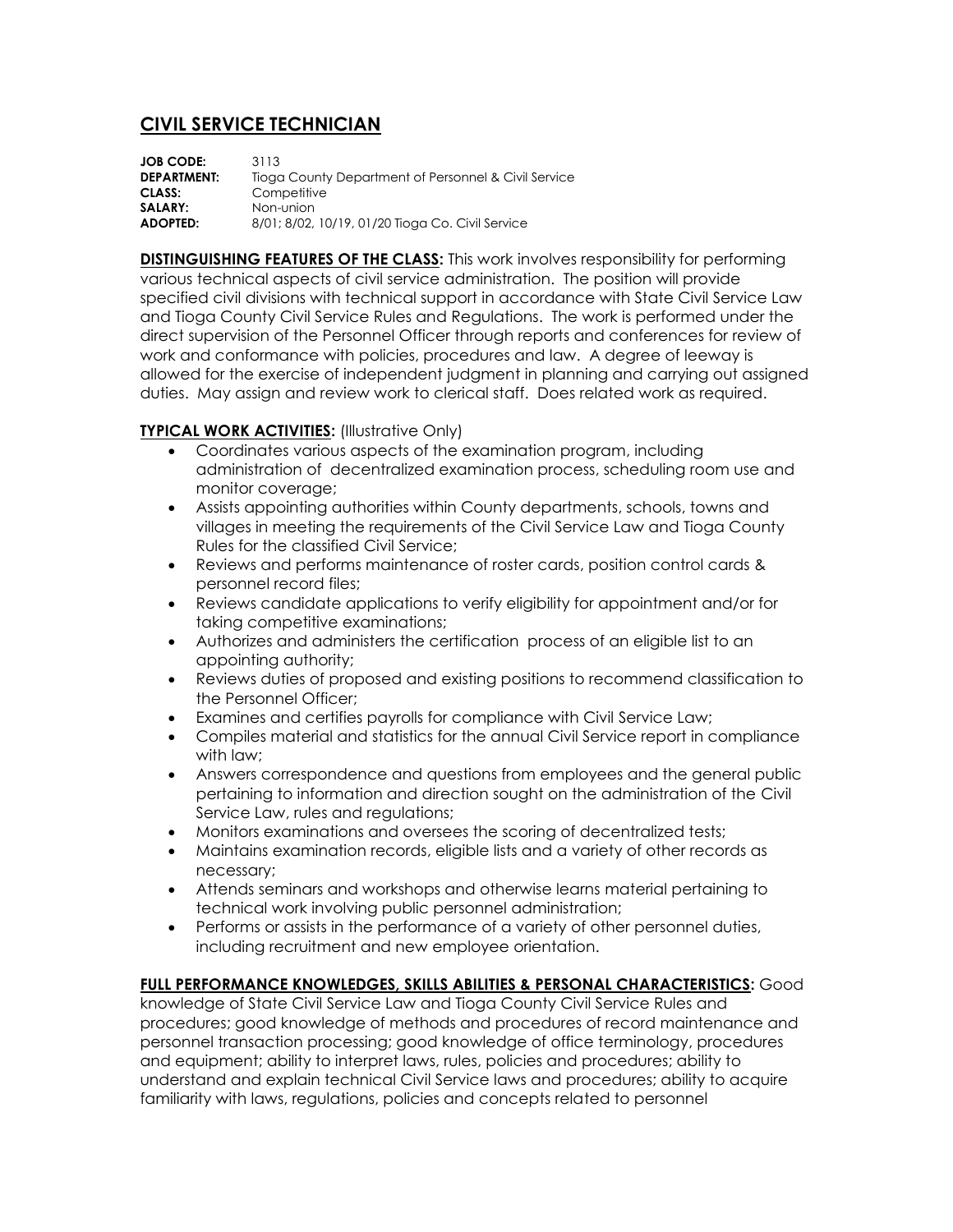# CIVIL SERVICE TECHNICIAN

**JOB CODE:** 3113
**DEPARTMENT:** Tioga County Department of Personnel & Civil Service
**CLASS:** Competitive
**SALARY:** Non-union
**ADOPTED:** 8/01; 8/02, 10/19, 01/20 Tioga Co. Civil Service

**DISTINGUISHING FEATURES OF THE CLASS:** This work involves responsibility for performing various technical aspects of civil service administration. The position will provide specified civil divisions with technical support in accordance with State Civil Service Law and Tioga County Civil Service Rules and Regulations. The work is performed under the direct supervision of the Personnel Officer through reports and conferences for review of work and conformance with policies, procedures and law. A degree of leeway is allowed for the exercise of independent judgment in planning and carrying out assigned duties. May assign and review work to clerical staff. Does related work as required.

**TYPICAL WORK ACTIVITIES:** (Illustrative Only)

- Coordinates various aspects of the examination program, including administration of decentralized examination process, scheduling room use and monitor coverage;
- Assists appointing authorities within County departments, schools, towns and villages in meeting the requirements of the Civil Service Law and Tioga County Rules for the classified Civil Service;
- Reviews and performs maintenance of roster cards, position control cards & personnel record files;
- Reviews candidate applications to verify eligibility for appointment and/or for taking competitive examinations;
- Authorizes and administers the certification process of an eligible list to an appointing authority;
- Reviews duties of proposed and existing positions to recommend classification to the Personnel Officer;
- Examines and certifies payrolls for compliance with Civil Service Law;
- Compiles material and statistics for the annual Civil Service report in compliance with law;
- Answers correspondence and questions from employees and the general public pertaining to information and direction sought on the administration of the Civil Service Law, rules and regulations;
- Monitors examinations and oversees the scoring of decentralized tests;
- Maintains examination records, eligible lists and a variety of other records as necessary;
- Attends seminars and workshops and otherwise learns material pertaining to technical work involving public personnel administration;
- Performs or assists in the performance of a variety of other personnel duties, including recruitment and new employee orientation.

**FULL PERFORMANCE KNOWLEDGES, SKILLS ABILITIES & PERSONAL CHARACTERISTICS:** Good knowledge of State Civil Service Law and Tioga County Civil Service Rules and procedures; good knowledge of methods and procedures of record maintenance and personnel transaction processing; good knowledge of office terminology, procedures and equipment; ability to interpret laws, rules, policies and procedures; ability to understand and explain technical Civil Service laws and procedures; ability to acquire familiarity with laws, regulations, policies and concepts related to personnel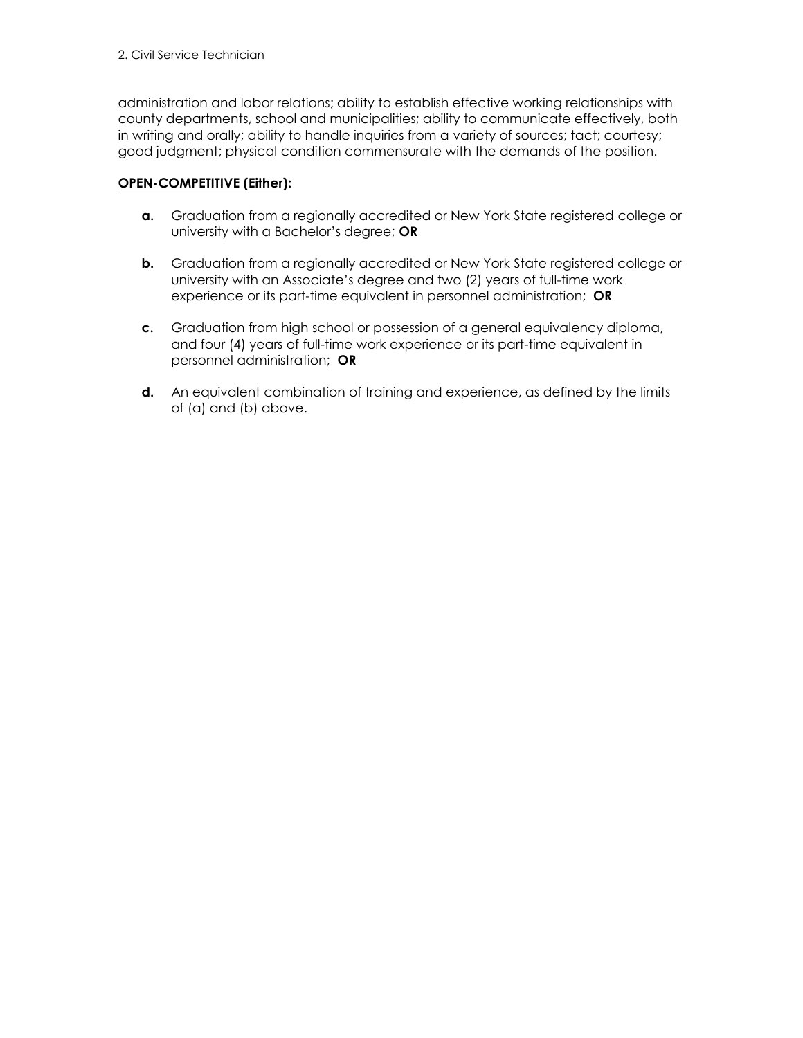administration and labor relations; ability to establish effective working relationships with county departments, school and municipalities; ability to communicate effectively, both in writing and orally; ability to handle inquiries from a variety of sources; tact; courtesy; good judgment; physical condition commensurate with the demands of the position.

**OPEN-COMPETITIVE (Either):**

- **a.** Graduation from a regionally accredited or New York State registered college or university with a Bachelor's degree; **OR**

- **b.** Graduation from a regionally accredited or New York State registered college or university with an Associate's degree and two (2) years of full-time work experience or its part-time equivalent in personnel administration; **OR**

- **c.** Graduation from high school or possession of a general equivalency diploma, and four (4) years of full-time work experience or its part-time equivalent in personnel administration; **OR**

- **d.** An equivalent combination of training and experience, as defined by the limits of (a) and (b) above.